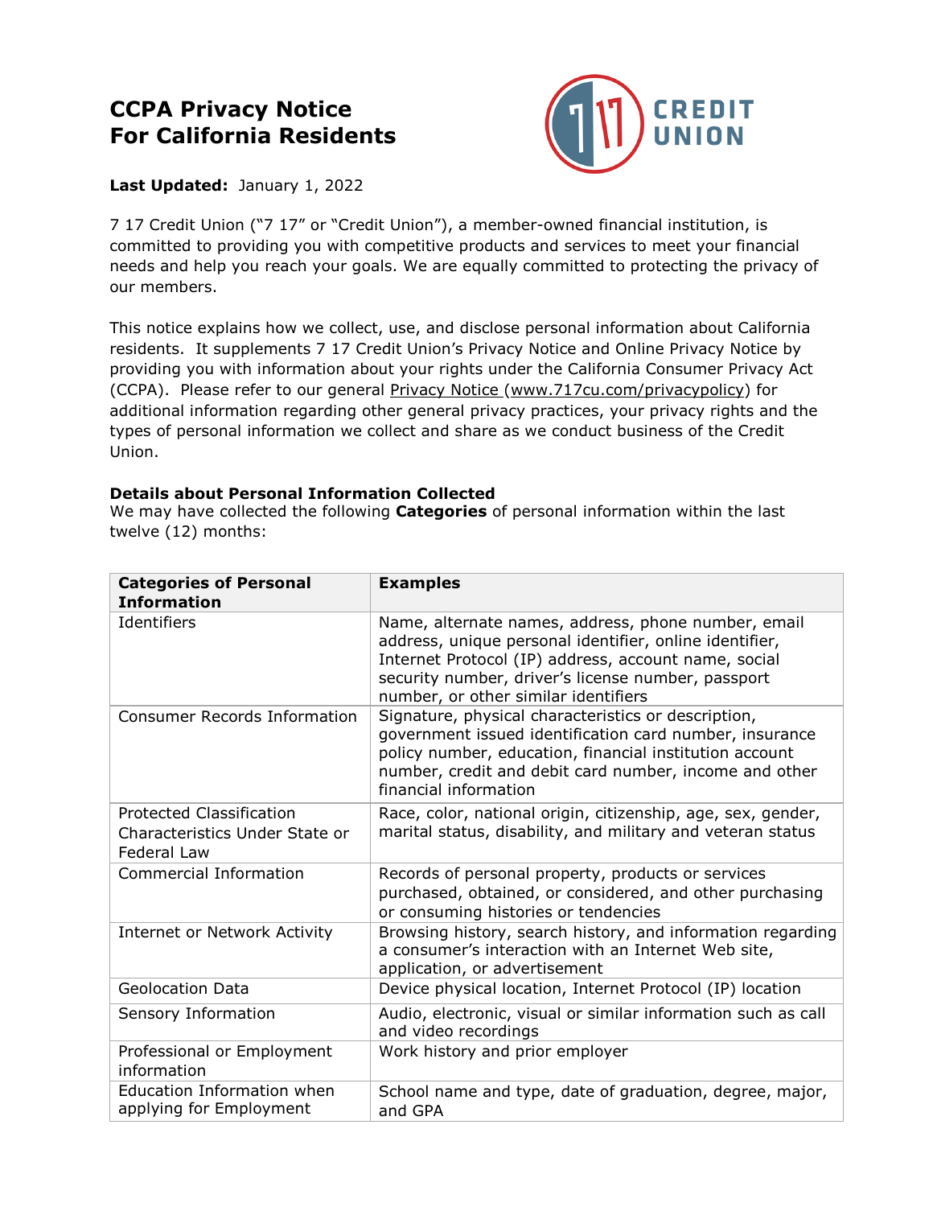# CCPA Privacy Notice
# For California Residents

**Last Updated:** January 1, 2022

7 17 Credit Union ("7 17" or "Credit Union"), a member-owned financial institution, is committed to providing you with competitive products and services to meet your financial needs and help you reach your goals. We are equally committed to protecting the privacy of our members.

This notice explains how we collect, use, and disclose personal information about California residents. It supplements 7 17 Credit Union's Privacy Notice and Online Privacy Notice by providing you with information about your rights under the California Consumer Privacy Act (CCPA). Please refer to our general Privacy Notice (www.717cu.com/privacypolicy) for additional information regarding other general privacy practices, your privacy rights and the types of personal information we collect and share as we conduct business of the Credit Union.

**Details about Personal Information Collected**

We may have collected the following **Categories** of personal information within the last twelve (12) months:

| Categories of Personal Information | Examples |
|---|---|
| Identifiers | Name, alternate names, address, phone number, email address, unique personal identifier, online identifier, Internet Protocol (IP) address, account name, social security number, driver's license number, passport number, or other similar identifiers |
| Consumer Records Information | Signature, physical characteristics or description, government issued identification card number, insurance policy number, education, financial institution account number, credit and debit card number, income and other financial information |
| Protected Classification Characteristics Under State or Federal Law | Race, color, national origin, citizenship, age, sex, gender, marital status, disability, and military and veteran status |
| Commercial Information | Records of personal property, products or services purchased, obtained, or considered, and other purchasing or consuming histories or tendencies |
| Internet or Network Activity | Browsing history, search history, and information regarding a consumer's interaction with an Internet Web site, application, or advertisement |
| Geolocation Data | Device physical location, Internet Protocol (IP) location |
| Sensory Information | Audio, electronic, visual or similar information such as call and video recordings |
| Professional or Employment information | Work history and prior employer |
| Education Information when applying for Employment | School name and type, date of graduation, degree, major, and GPA |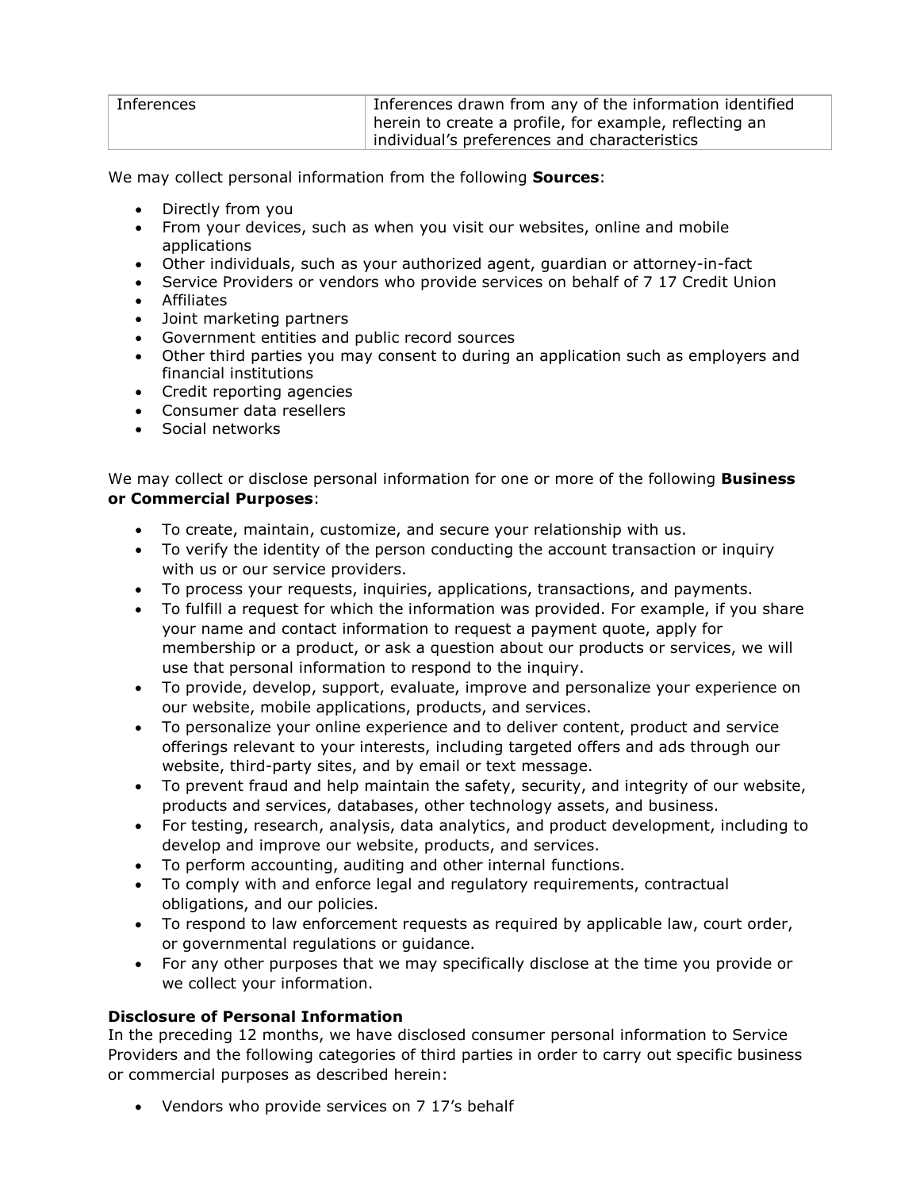| Inferences | Inferences drawn from any of the information identified herein to create a profile, for example, reflecting an individual's preferences and characteristics |
| --- | --- |

We may collect personal information from the following **Sources**:

- Directly from you
- From your devices, such as when you visit our websites, online and mobile applications
- Other individuals, such as your authorized agent, guardian or attorney-in-fact
- Service Providers or vendors who provide services on behalf of 7 17 Credit Union
- Affiliates
- Joint marketing partners
- Government entities and public record sources
- Other third parties you may consent to during an application such as employers and financial institutions
- Credit reporting agencies
- Consumer data resellers
- Social networks

We may collect or disclose personal information for one or more of the following **Business or Commercial Purposes**:

- To create, maintain, customize, and secure your relationship with us.
- To verify the identity of the person conducting the account transaction or inquiry with us or our service providers.
- To process your requests, inquiries, applications, transactions, and payments.
- To fulfill a request for which the information was provided. For example, if you share your name and contact information to request a payment quote, apply for membership or a product, or ask a question about our products or services, we will use that personal information to respond to the inquiry.
- To provide, develop, support, evaluate, improve and personalize your experience on our website, mobile applications, products, and services.
- To personalize your online experience and to deliver content, product and service offerings relevant to your interests, including targeted offers and ads through our website, third-party sites, and by email or text message.
- To prevent fraud and help maintain the safety, security, and integrity of our website, products and services, databases, other technology assets, and business.
- For testing, research, analysis, data analytics, and product development, including to develop and improve our website, products, and services.
- To perform accounting, auditing and other internal functions.
- To comply with and enforce legal and regulatory requirements, contractual obligations, and our policies.
- To respond to law enforcement requests as required by applicable law, court order, or governmental regulations or guidance.
- For any other purposes that we may specifically disclose at the time you provide or we collect your information.

**Disclosure of Personal Information**

In the preceding 12 months, we have disclosed consumer personal information to Service Providers and the following categories of third parties in order to carry out specific business or commercial purposes as described herein:

- Vendors who provide services on 7 17's behalf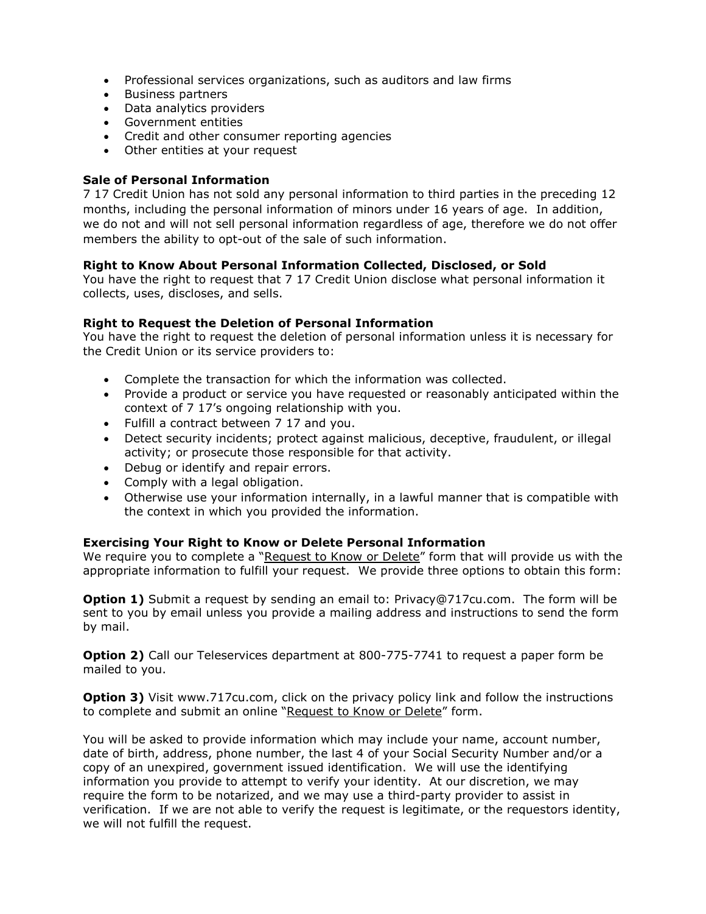- Professional services organizations, such as auditors and law firms
- Business partners
- Data analytics providers
- Government entities
- Credit and other consumer reporting agencies
- Other entities at your request

**Sale of Personal Information**

7 17 Credit Union has not sold any personal information to third parties in the preceding 12 months, including the personal information of minors under 16 years of age. In addition, we do not and will not sell personal information regardless of age, therefore we do not offer members the ability to opt-out of the sale of such information.

**Right to Know About Personal Information Collected, Disclosed, or Sold**

You have the right to request that 7 17 Credit Union disclose what personal information it collects, uses, discloses, and sells.

**Right to Request the Deletion of Personal Information**

You have the right to request the deletion of personal information unless it is necessary for the Credit Union or its service providers to:

- Complete the transaction for which the information was collected.
- Provide a product or service you have requested or reasonably anticipated within the context of 7 17's ongoing relationship with you.
- Fulfill a contract between 7 17 and you.
- Detect security incidents; protect against malicious, deceptive, fraudulent, or illegal activity; or prosecute those responsible for that activity.
- Debug or identify and repair errors.
- Comply with a legal obligation.
- Otherwise use your information internally, in a lawful manner that is compatible with the context in which you provided the information.

**Exercising Your Right to Know or Delete Personal Information**

We require you to complete a "Request to Know or Delete" form that will provide us with the appropriate information to fulfill your request. We provide three options to obtain this form:

**Option 1)** Submit a request by sending an email to: Privacy@717cu.com. The form will be sent to you by email unless you provide a mailing address and instructions to send the form by mail.

**Option 2)** Call our Teleservices department at 800-775-7741 to request a paper form be mailed to you.

**Option 3)** Visit www.717cu.com, click on the privacy policy link and follow the instructions to complete and submit an online "Request to Know or Delete" form.

You will be asked to provide information which may include your name, account number, date of birth, address, phone number, the last 4 of your Social Security Number and/or a copy of an unexpired, government issued identification. We will use the identifying information you provide to attempt to verify your identity. At our discretion, we may require the form to be notarized, and we may use a third-party provider to assist in verification. If we are not able to verify the request is legitimate, or the requestors identity, we will not fulfill the request.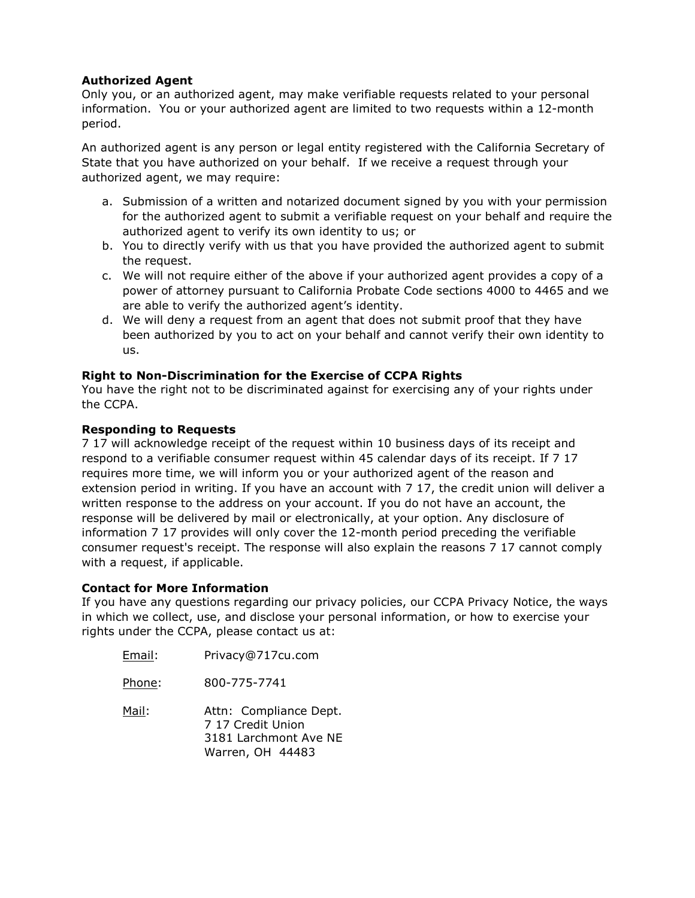**Authorized Agent**

Only you, or an authorized agent, may make verifiable requests related to your personal information. You or your authorized agent are limited to two requests within a 12-month period.

An authorized agent is any person or legal entity registered with the California Secretary of State that you have authorized on your behalf. If we receive a request through your authorized agent, we may require:

a. Submission of a written and notarized document signed by you with your permission for the authorized agent to submit a verifiable request on your behalf and require the authorized agent to verify its own identity to us; or
b. You to directly verify with us that you have provided the authorized agent to submit the request.
c. We will not require either of the above if your authorized agent provides a copy of a power of attorney pursuant to California Probate Code sections 4000 to 4465 and we are able to verify the authorized agent's identity.
d. We will deny a request from an agent that does not submit proof that they have been authorized by you to act on your behalf and cannot verify their own identity to us.

**Right to Non-Discrimination for the Exercise of CCPA Rights**

You have the right not to be discriminated against for exercising any of your rights under the CCPA.

**Responding to Requests**

7 17 will acknowledge receipt of the request within 10 business days of its receipt and respond to a verifiable consumer request within 45 calendar days of its receipt. If 7 17 requires more time, we will inform you or your authorized agent of the reason and extension period in writing. If you have an account with 7 17, the credit union will deliver a written response to the address on your account. If you do not have an account, the response will be delivered by mail or electronically, at your option. Any disclosure of information 7 17 provides will only cover the 12-month period preceding the verifiable consumer request's receipt. The response will also explain the reasons 7 17 cannot comply with a request, if applicable.

**Contact for More Information**

If you have any questions regarding our privacy policies, our CCPA Privacy Notice, the ways in which we collect, use, and disclose your personal information, or how to exercise your rights under the CCPA, please contact us at:

Email: Privacy@717cu.com

Phone: 800-775-7741

Mail: Attn: Compliance Dept.
7 17 Credit Union
3181 Larchmont Ave NE
Warren, OH 44483